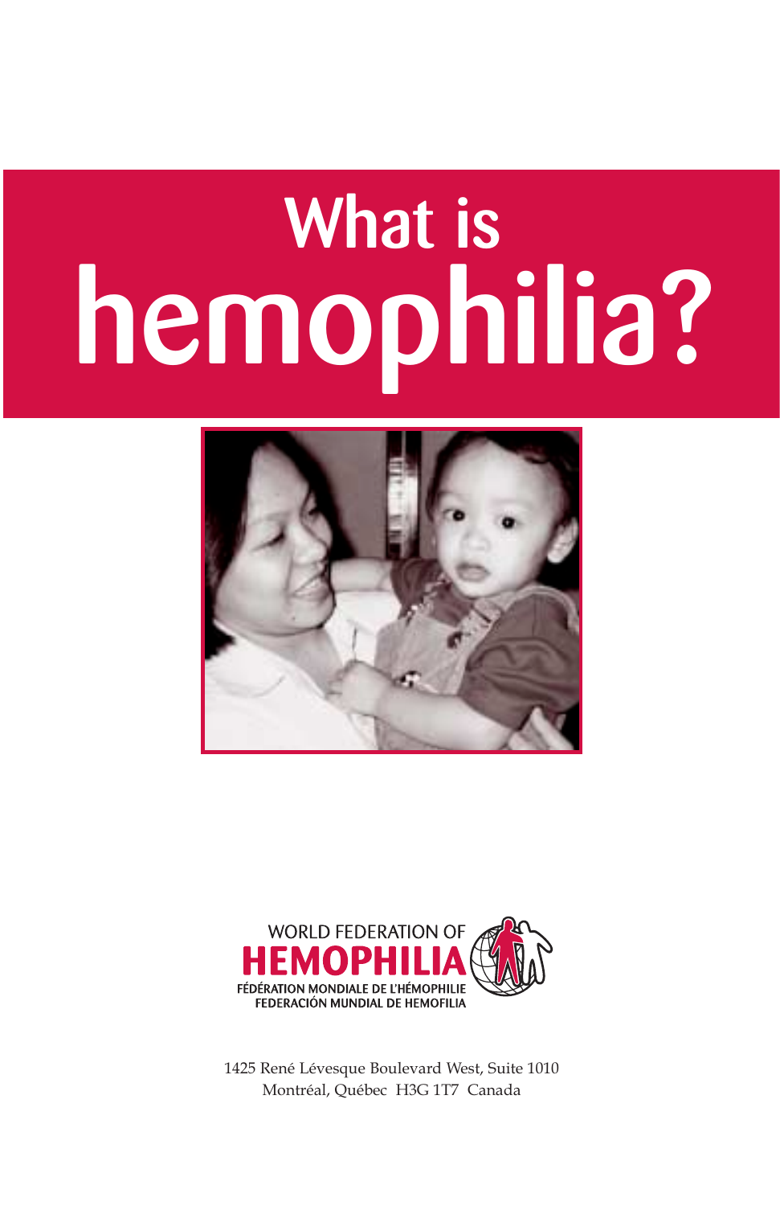# What is hemophilia?

WORLD FEDERATION OF **HEMOPHILIA**
FÉDÉRATION MONDIALE DE L'HÉMOPHILIE
FEDERACIÓN MUNDIAL DE HEMOFILIA

1425 René Lévesque Boulevard West, Suite 1010
Montréal, Québec H3G 1T7 Canada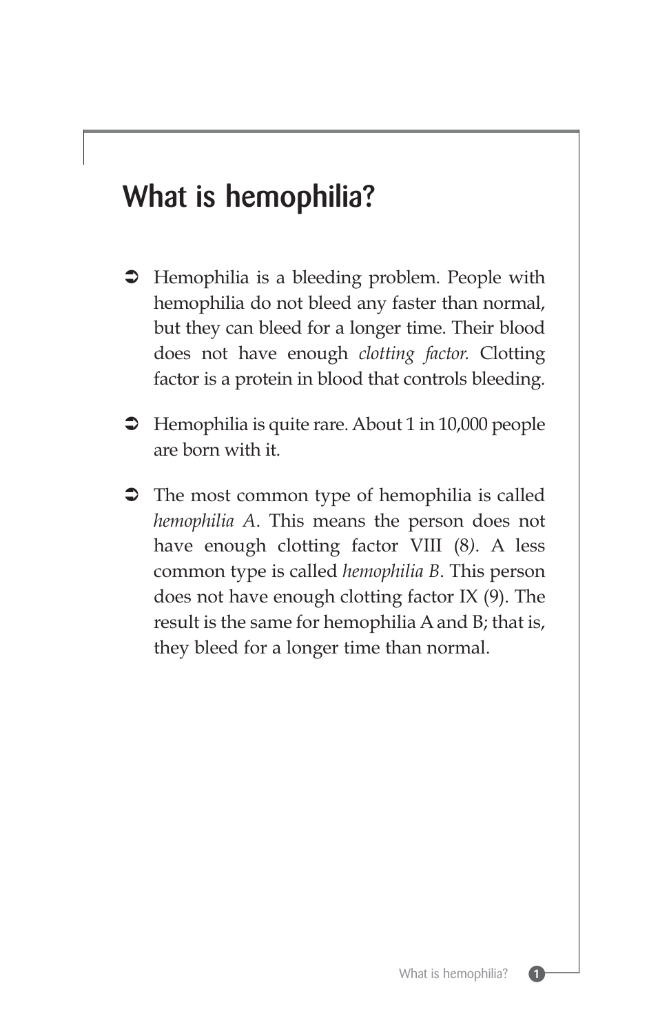# What is hemophilia?

- Hemophilia is a bleeding problem. People with hemophilia do not bleed any faster than normal, but they can bleed for a longer time. Their blood does not have enough *clotting factor*. Clotting factor is a protein in blood that controls bleeding.

- Hemophilia is quite rare. About 1 in 10,000 people are born with it.

- The most common type of hemophilia is called *hemophilia A*. This means the person does not have enough clotting factor VIII (8). A less common type is called *hemophilia B*. This person does not have enough clotting factor IX (9). The result is the same for hemophilia A and B; that is, they bleed for a longer time than normal.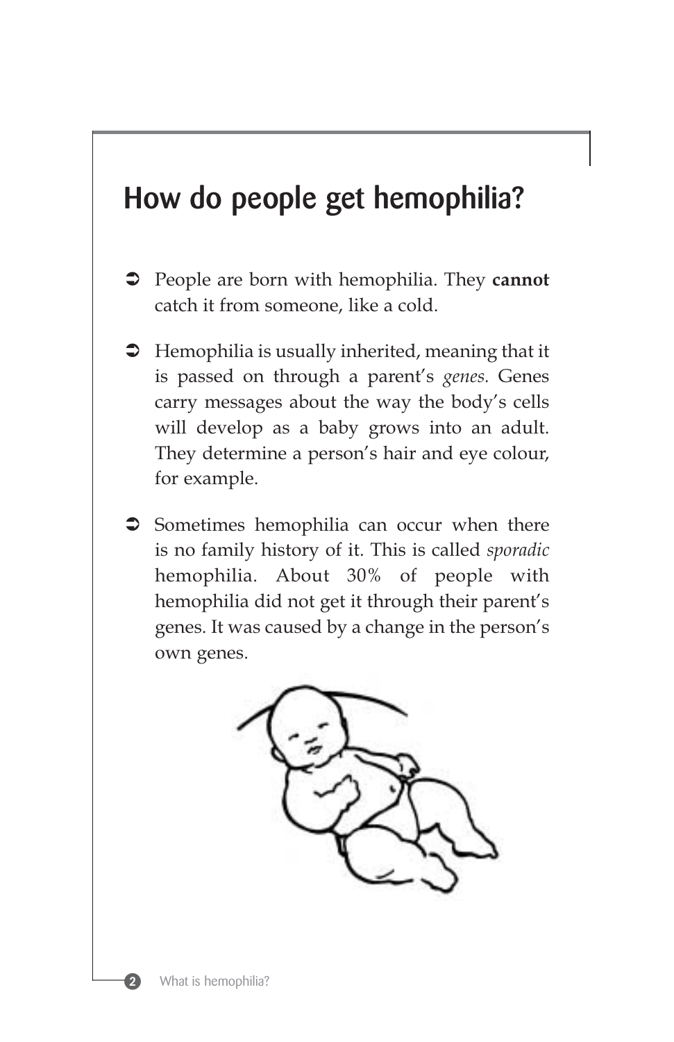## How do people get hemophilia?

- People are born with hemophilia. They **cannot** catch it from someone, like a cold.
- Hemophilia is usually inherited, meaning that it is passed on through a parent's *genes.* Genes carry messages about the way the body's cells will develop as a baby grows into an adult. They determine a person's hair and eye colour, for example.
- Sometimes hemophilia can occur when there is no family history of it. This is called *sporadic* hemophilia. About 30% of people with hemophilia did not get it through their parent's genes. It was caused by a change in the person's own genes.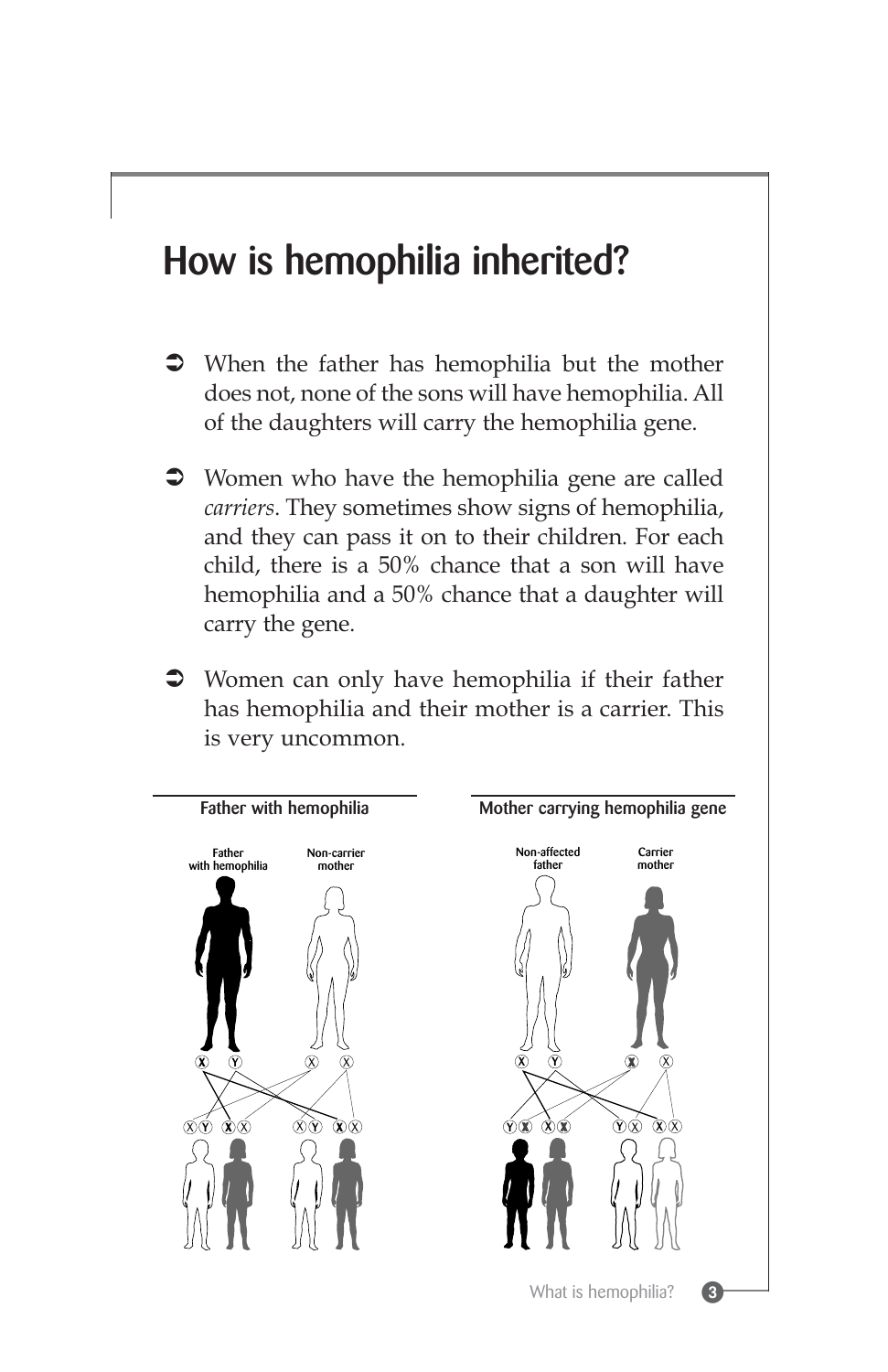# How is hemophilia inherited?

- When the father has hemophilia but the mother does not, none of the sons will have hemophilia. All of the daughters will carry the hemophilia gene.
- Women who have the hemophilia gene are called *carriers*. They sometimes show signs of hemophilia, and they can pass it on to their children. For each child, there is a 50% chance that a son will have hemophilia and a 50% chance that a daughter will carry the gene.
- Women can only have hemophilia if their father has hemophilia and their mother is a carrier. This is very uncommon.

**Father with hemophilia**

Father with hemophilia — Non-carrier mother

**Mother carrying hemophilia gene**

Non-affected father — Carrier mother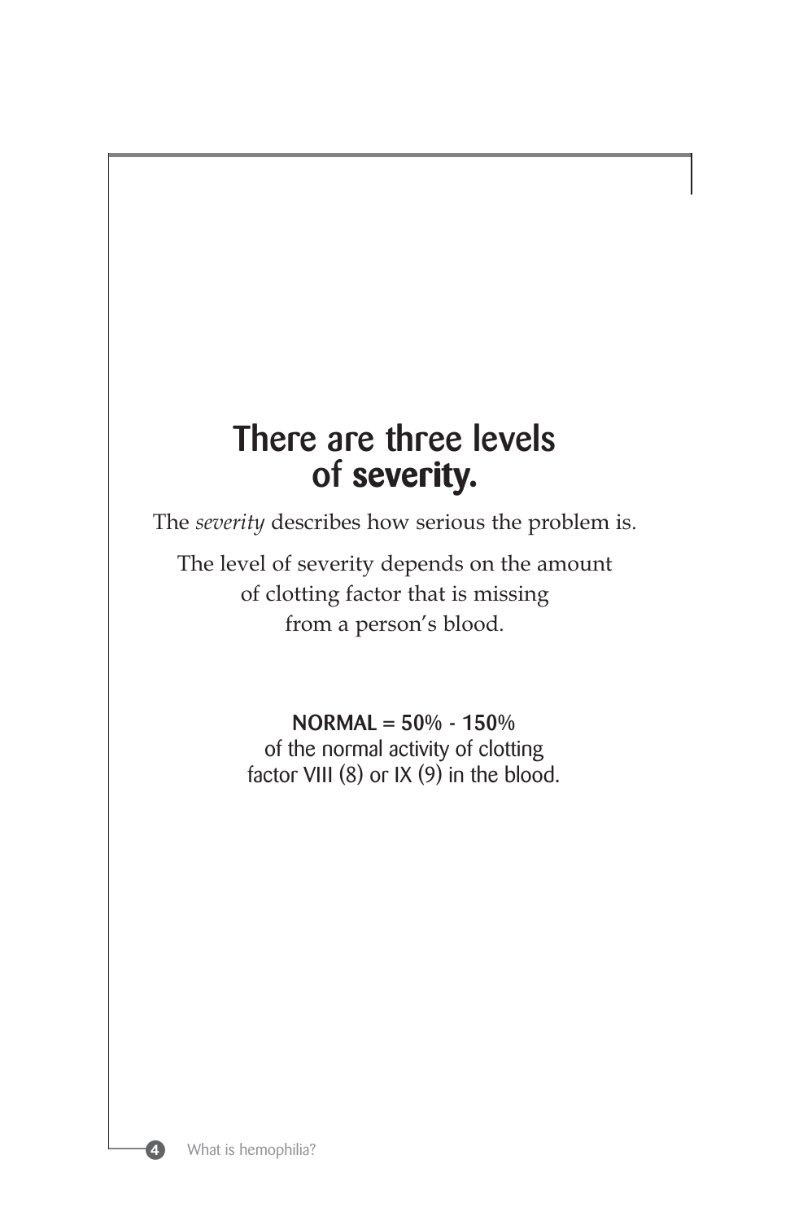# There are three levels of **severity.**

The *severity* describes how serious the problem is.

The level of severity depends on the amount of clotting factor that is missing from a person's blood.

**NORMAL = 50% - 150%**
of the normal activity of clotting factor VIII (8) or IX (9) in the blood.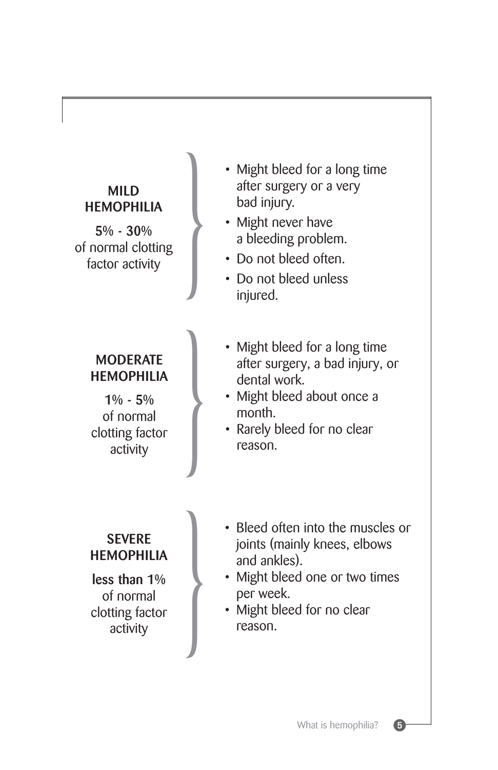**MILD HEMOPHILIA**

**5%** - **30%** of normal clotting factor activity

- Might bleed for a long time after surgery or a very bad injury.
- Might never have a bleeding problem.
- Do not bleed often.
- Do not bleed unless injured.

**MODERATE HEMOPHILIA**

**1%** - **5%** of normal clotting factor activity

- Might bleed for a long time after surgery, a bad injury, or dental work.
- Might bleed about once a month.
- Rarely bleed for no clear reason.

**SEVERE HEMOPHILIA**

**less than 1%** of normal clotting factor activity

- Bleed often into the muscles or joints (mainly knees, elbows and ankles).
- Might bleed one or two times per week.
- Might bleed for no clear reason.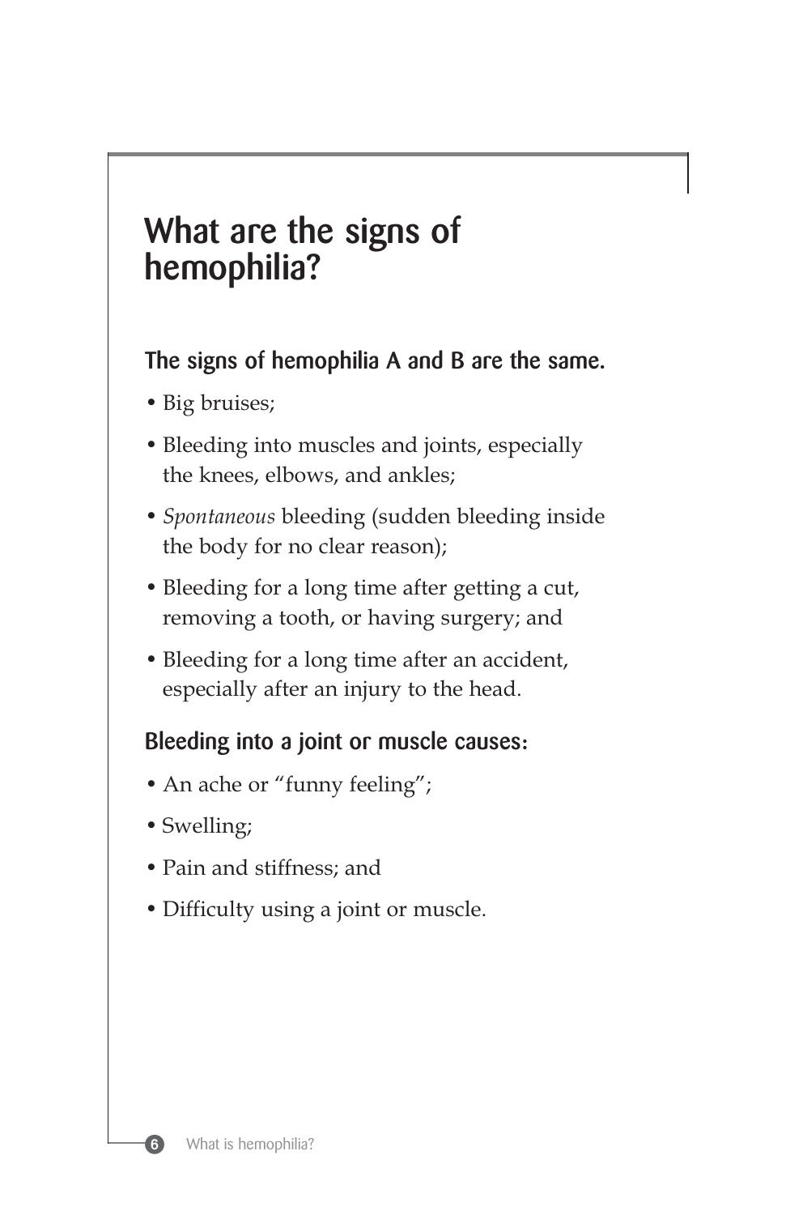# What are the signs of hemophilia?

### The signs of hemophilia A and B are the same.

- Big bruises;
- Bleeding into muscles and joints, especially the knees, elbows, and ankles;
- *Spontaneous* bleeding (sudden bleeding inside the body for no clear reason);
- Bleeding for a long time after getting a cut, removing a tooth, or having surgery; and
- Bleeding for a long time after an accident, especially after an injury to the head.

### Bleeding into a joint or muscle causes:

- An ache or "funny feeling";
- Swelling;
- Pain and stiffness; and
- Difficulty using a joint or muscle.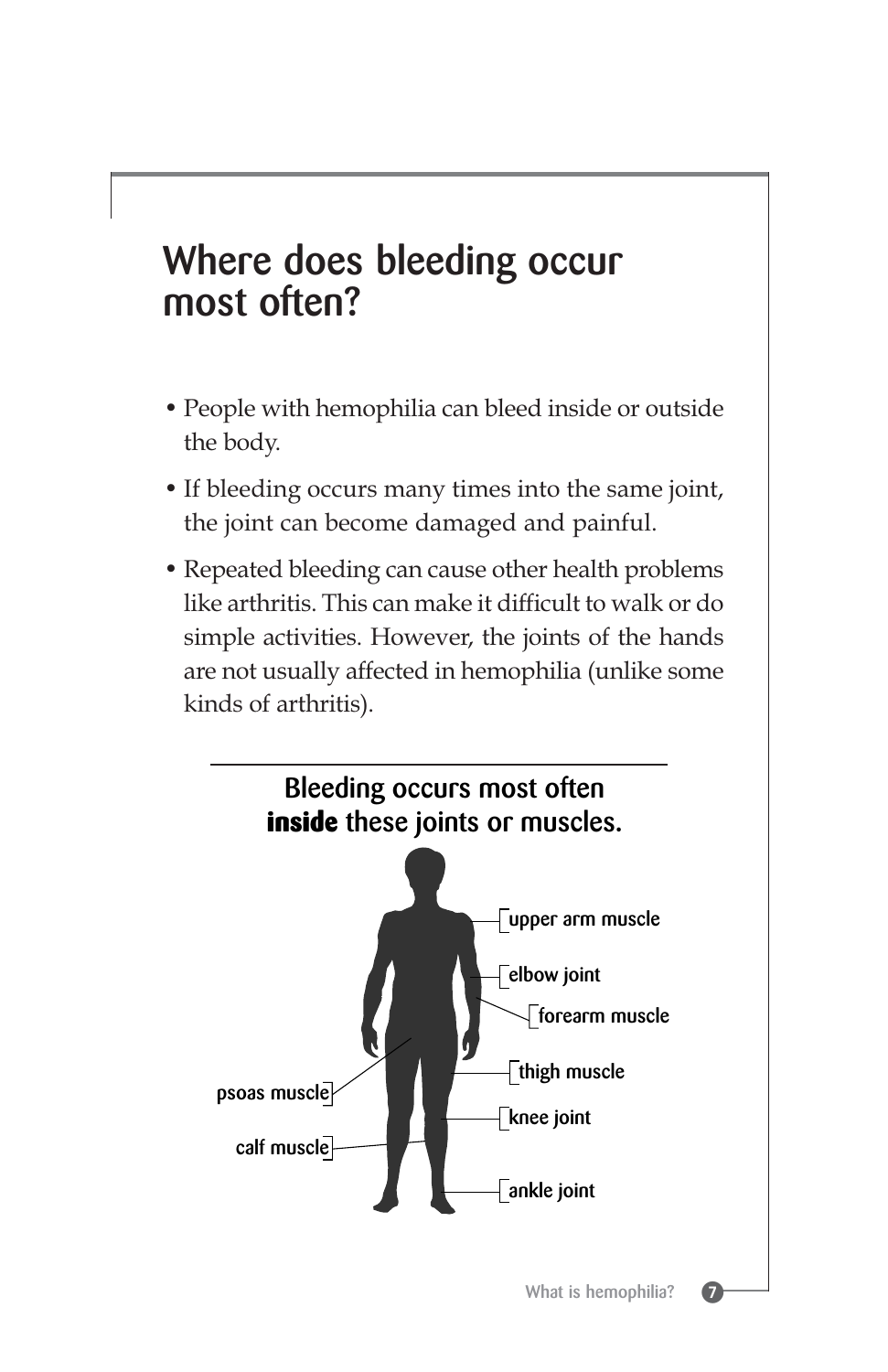# Where does bleeding occur most often?

- People with hemophilia can bleed inside or outside the body.
- If bleeding occurs many times into the same joint, the joint can become damaged and painful.
- Repeated bleeding can cause other health problems like arthritis. This can make it difficult to walk or do simple activities. However, the joints of the hands are not usually affected in hemophilia (unlike some kinds of arthritis).

## Bleeding occurs most often **inside** these joints or muscles.

upper arm muscle

elbow joint

forearm muscle

thigh muscle

psoas muscle

knee joint

calf muscle

ankle joint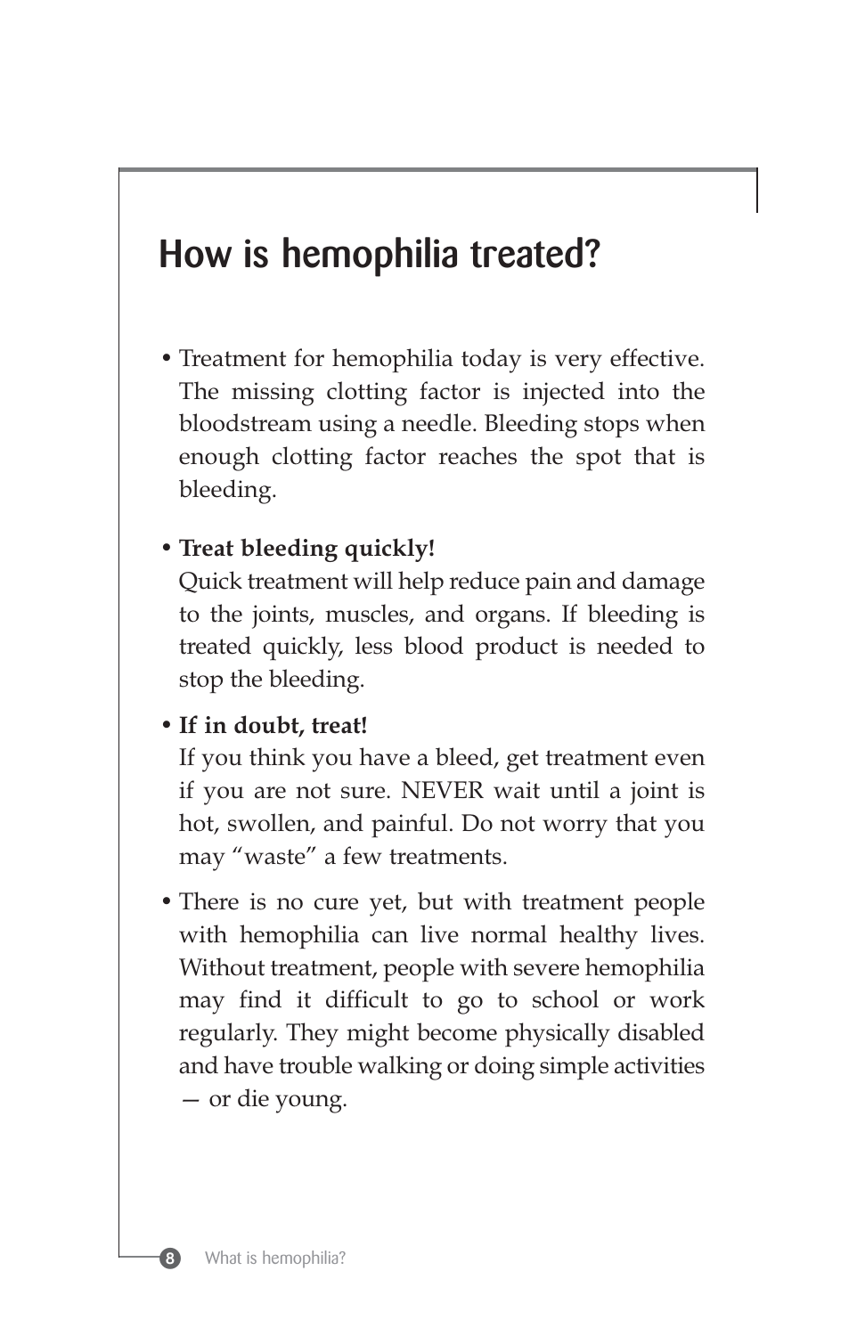# How is hemophilia treated?

- Treatment for hemophilia today is very effective. The missing clotting factor is injected into the bloodstream using a needle. Bleeding stops when enough clotting factor reaches the spot that is bleeding.

- **Treat bleeding quickly!**
  Quick treatment will help reduce pain and damage to the joints, muscles, and organs. If bleeding is treated quickly, less blood product is needed to stop the bleeding.

- **If in doubt, treat!**
  If you think you have a bleed, get treatment even if you are not sure. NEVER wait until a joint is hot, swollen, and painful. Do not worry that you may "waste" a few treatments.

- There is no cure yet, but with treatment people with hemophilia can live normal healthy lives. Without treatment, people with severe hemophilia may find it difficult to go to school or work regularly. They might become physically disabled and have trouble walking or doing simple activities — or die young.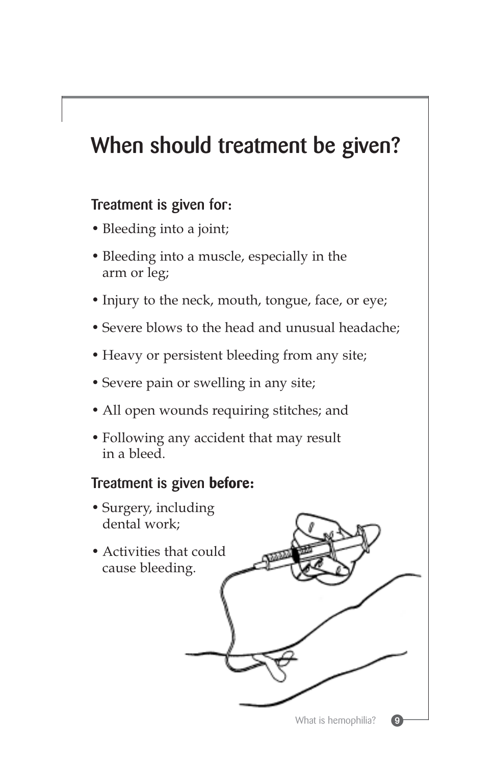# When should treatment be given?

### Treatment is given for:

- Bleeding into a joint;
- Bleeding into a muscle, especially in the arm or leg;
- Injury to the neck, mouth, tongue, face, or eye;
- Severe blows to the head and unusual headache;
- Heavy or persistent bleeding from any site;
- Severe pain or swelling in any site;
- All open wounds requiring stitches; and
- Following any accident that may result in a bleed.

### Treatment is given **before:**

- Surgery, including dental work;
- Activities that could cause bleeding.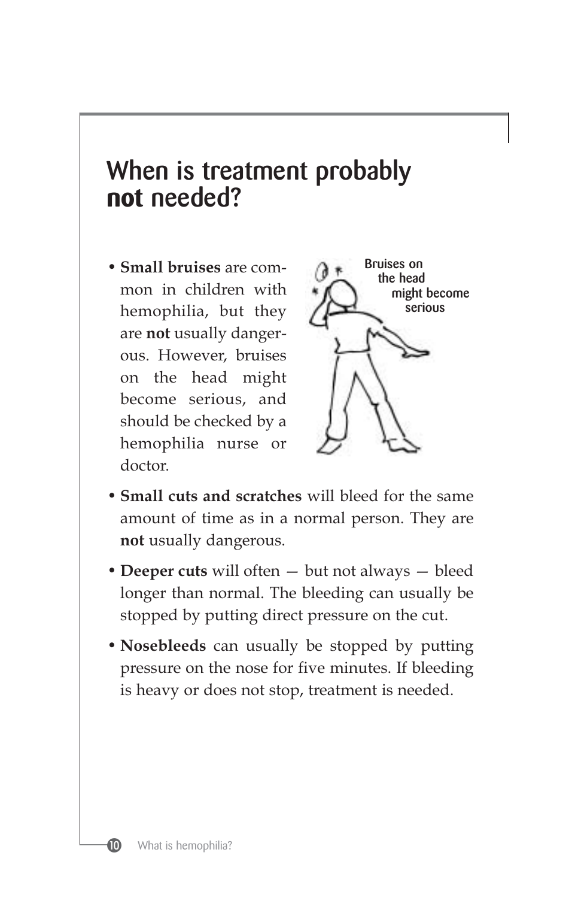## When is treatment probably **not** needed?

- **Small bruises** are common in children with hemophilia, but they are **not** usually dangerous. However, bruises on the head might become serious, and should be checked by a hemophilia nurse or doctor.

Bruises on the head might become serious

- **Small cuts and scratches** will bleed for the same amount of time as in a normal person. They are **not** usually dangerous.
- **Deeper cuts** will often — but not always — bleed longer than normal. The bleeding can usually be stopped by putting direct pressure on the cut.
- **Nosebleeds** can usually be stopped by putting pressure on the nose for five minutes. If bleeding is heavy or does not stop, treatment is needed.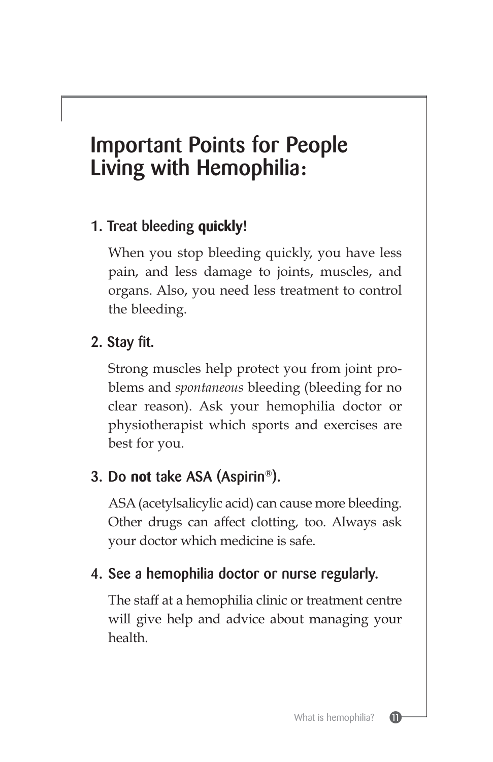# Important Points for People Living with Hemophilia:

1. **Treat bleeding quickly!**

   When you stop bleeding quickly, you have less pain, and less damage to joints, muscles, and organs. Also, you need less treatment to control the bleeding.

2. **Stay fit.**

   Strong muscles help protect you from joint problems and *spontaneous* bleeding (bleeding for no clear reason). Ask your hemophilia doctor or physiotherapist which sports and exercises are best for you.

3. **Do not take ASA (Aspirin®).**

   ASA (acetylsalicylic acid) can cause more bleeding. Other drugs can affect clotting, too. Always ask your doctor which medicine is safe.

4. **See a hemophilia doctor or nurse regularly.**

   The staff at a hemophilia clinic or treatment centre will give help and advice about managing your health.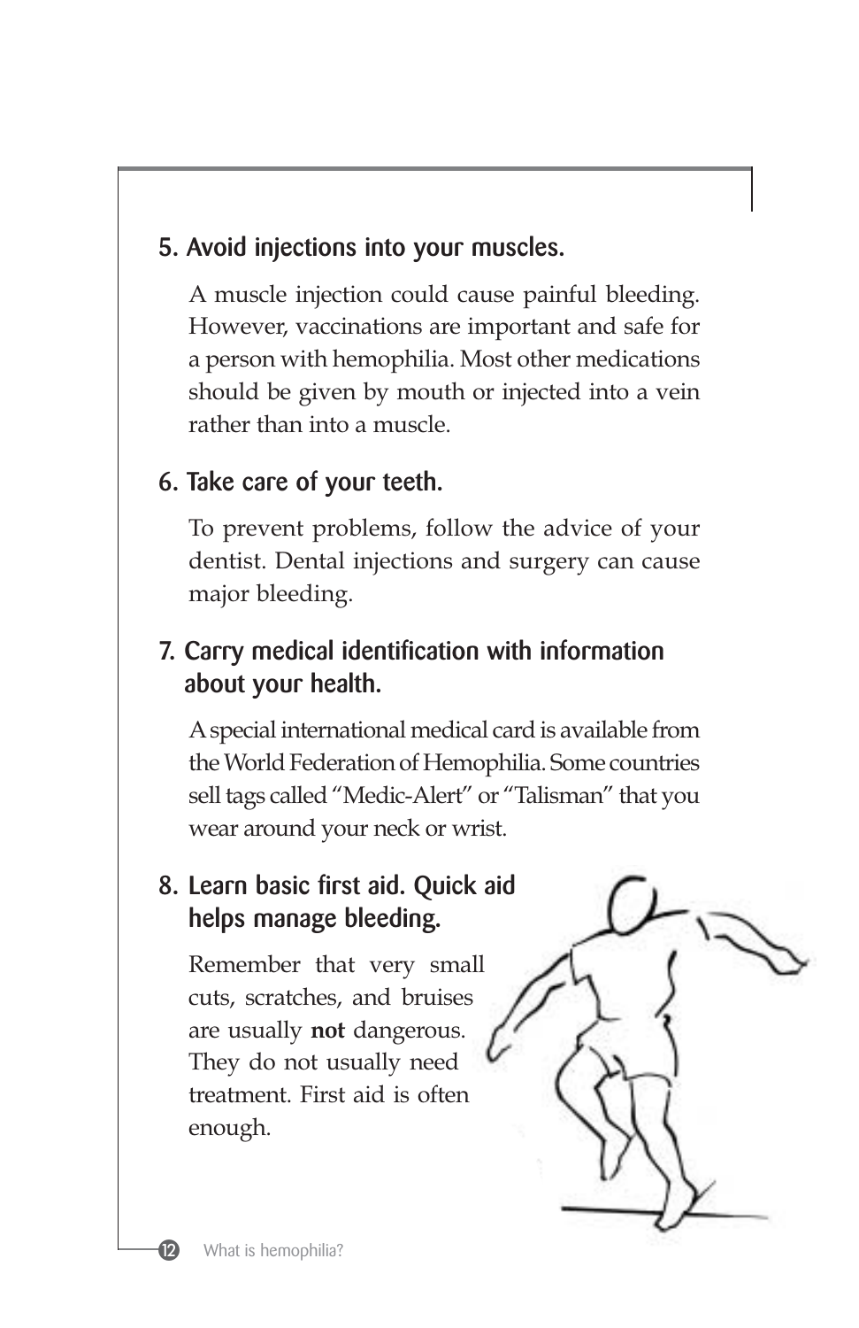### 5. Avoid injections into your muscles.

A muscle injection could cause painful bleeding. However, vaccinations are important and safe for a person with hemophilia. Most other medications should be given by mouth or injected into a vein rather than into a muscle.

### 6. Take care of your teeth.

To prevent problems, follow the advice of your dentist. Dental injections and surgery can cause major bleeding.

### 7. Carry medical identification with information about your health.

A special international medical card is available from the World Federation of Hemophilia. Some countries sell tags called "Medic-Alert" or "Talisman" that you wear around your neck or wrist.

### 8. Learn basic first aid. Quick aid helps manage bleeding.

Remember that very small cuts, scratches, and bruises are usually **not** dangerous. They do not usually need treatment. First aid is often enough.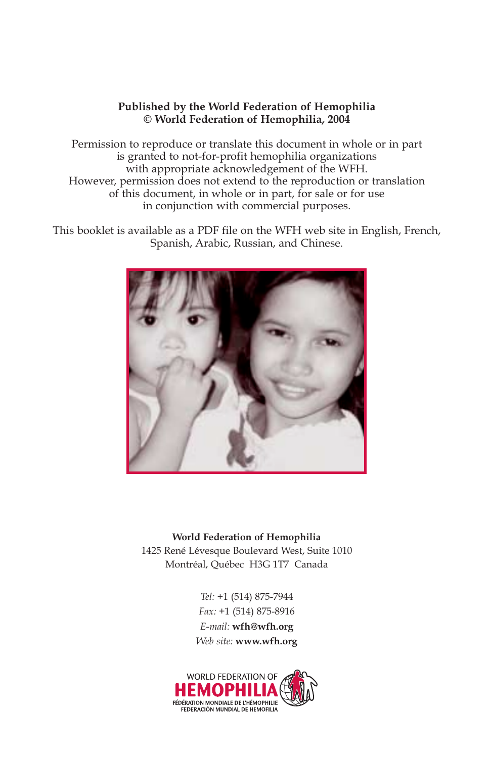**Published by the World Federation of Hemophilia**
**© World Federation of Hemophilia, 2004**

Permission to reproduce or translate this document in whole or in part is granted to not-for-profit hemophilia organizations with appropriate acknowledgement of the WFH. However, permission does not extend to the reproduction or translation of this document, in whole or in part, for sale or for use in conjunction with commercial purposes.

This booklet is available as a PDF file on the WFH web site in English, French, Spanish, Arabic, Russian, and Chinese.

**World Federation of Hemophilia**
1425 René Lévesque Boulevard West, Suite 1010
Montréal, Québec H3G 1T7 Canada

*Tel:* +1 (514) 875-7944
*Fax:* +1 (514) 875-8916
*E-mail:* **wfh@wfh.org**
*Web site:* **www.wfh.org**

WORLD FEDERATION OF
HEMOPHILIA
FÉDÉRATION MONDIALE DE L'HÉMOPHILIE
FEDERACIÓN MUNDIAL DE HEMOFILIA